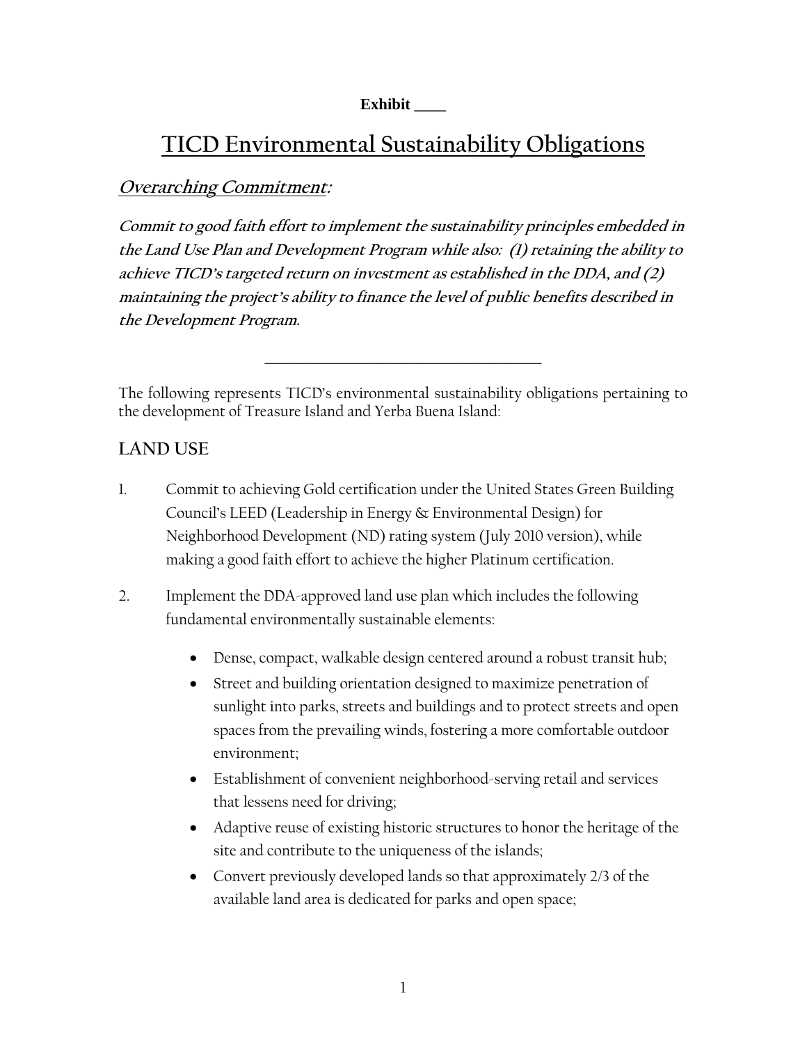**Exhibit ____**

# TICD Environmental Sustainability Obligations

## *Overarching Commitment:*

***Commit to good faith effort to implement the sustainability principles embedded in the Land Use Plan and Development Program while also: (1) retaining the ability to achieve TICD's targeted return on investment as established in the DDA, and (2) maintaining the project's ability to finance the level of public benefits described in the Development Program.***

---

The following represents TICD's environmental sustainability obligations pertaining to the development of Treasure Island and Yerba Buena Island:

## LAND USE

1. Commit to achieving Gold certification under the United States Green Building Council's LEED (Leadership in Energy & Environmental Design) for Neighborhood Development (ND) rating system (July 2010 version), while making a good faith effort to achieve the higher Platinum certification.

2. Implement the DDA-approved land use plan which includes the following fundamental environmentally sustainable elements:

   - Dense, compact, walkable design centered around a robust transit hub;
   - Street and building orientation designed to maximize penetration of sunlight into parks, streets and buildings and to protect streets and open spaces from the prevailing winds, fostering a more comfortable outdoor environment;
   - Establishment of convenient neighborhood-serving retail and services that lessens need for driving;
   - Adaptive reuse of existing historic structures to honor the heritage of the site and contribute to the uniqueness of the islands;
   - Convert previously developed lands so that approximately 2/3 of the available land area is dedicated for parks and open space;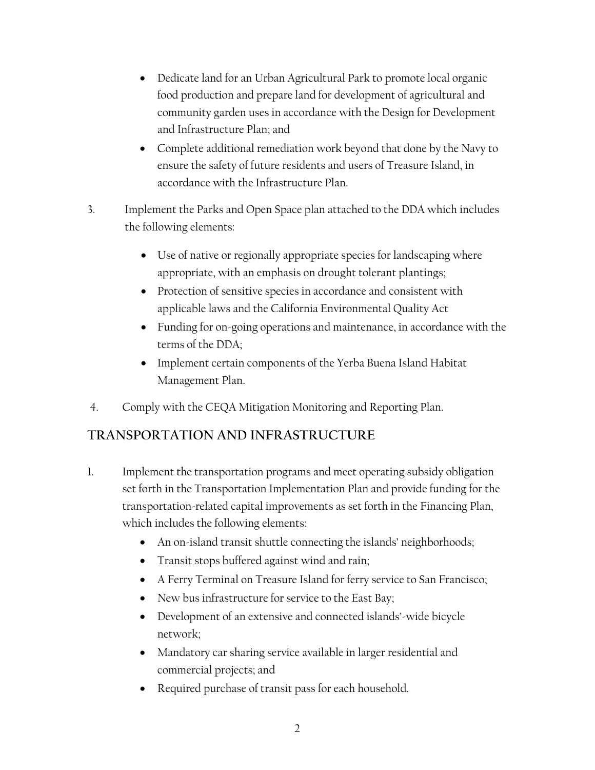- Dedicate land for an Urban Agricultural Park to promote local organic food production and prepare land for development of agricultural and community garden uses in accordance with the Design for Development and Infrastructure Plan; and
- Complete additional remediation work beyond that done by the Navy to ensure the safety of future residents and users of Treasure Island, in accordance with the Infrastructure Plan.

3. Implement the Parks and Open Space plan attached to the DDA which includes the following elements:

   - Use of native or regionally appropriate species for landscaping where appropriate, with an emphasis on drought tolerant plantings;
   - Protection of sensitive species in accordance and consistent with applicable laws and the California Environmental Quality Act
   - Funding for on-going operations and maintenance, in accordance with the terms of the DDA;
   - Implement certain components of the Yerba Buena Island Habitat Management Plan.

4. Comply with the CEQA Mitigation Monitoring and Reporting Plan.

## TRANSPORTATION AND INFRASTRUCTURE

1. Implement the transportation programs and meet operating subsidy obligation set forth in the Transportation Implementation Plan and provide funding for the transportation-related capital improvements as set forth in the Financing Plan, which includes the following elements:
   - An on-island transit shuttle connecting the islands' neighborhoods;
   - Transit stops buffered against wind and rain;
   - A Ferry Terminal on Treasure Island for ferry service to San Francisco;
   - New bus infrastructure for service to the East Bay;
   - Development of an extensive and connected islands'-wide bicycle network;
   - Mandatory car sharing service available in larger residential and commercial projects; and
   - Required purchase of transit pass for each household.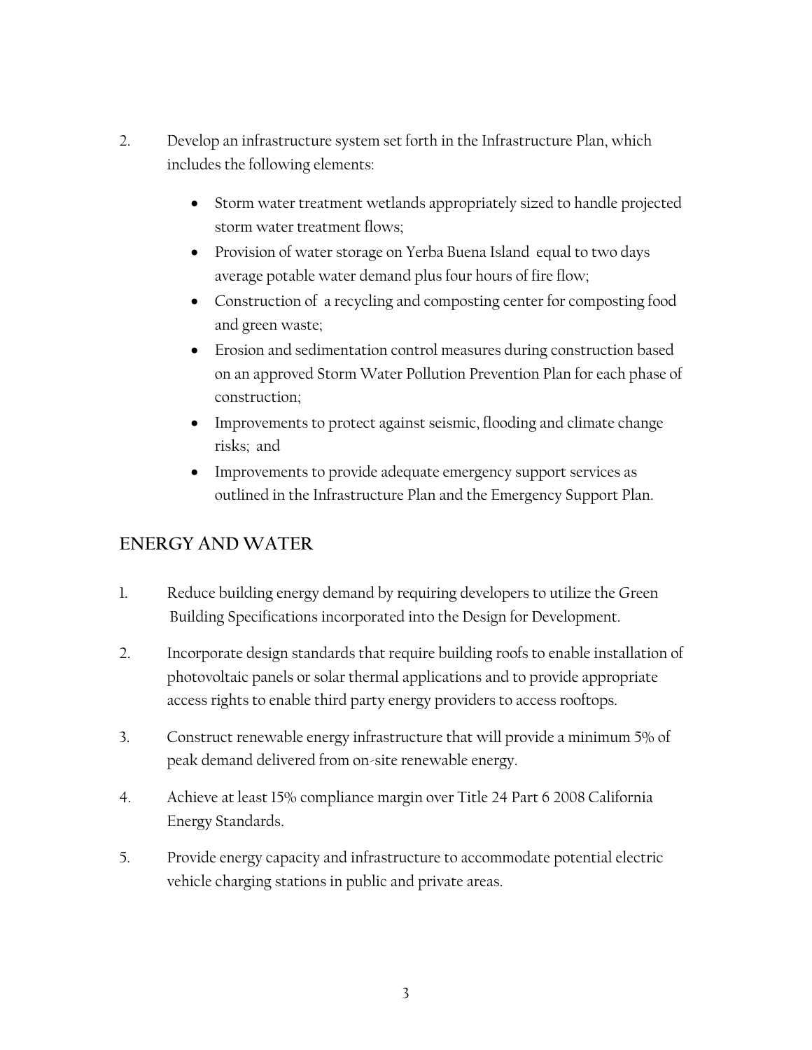2. Develop an infrastructure system set forth in the Infrastructure Plan, which includes the following elements:

   - Storm water treatment wetlands appropriately sized to handle projected storm water treatment flows;
   - Provision of water storage on Yerba Buena Island equal to two days average potable water demand plus four hours of fire flow;
   - Construction of a recycling and composting center for composting food and green waste;
   - Erosion and sedimentation control measures during construction based on an approved Storm Water Pollution Prevention Plan for each phase of construction;
   - Improvements to protect against seismic, flooding and climate change risks; and
   - Improvements to provide adequate emergency support services as outlined in the Infrastructure Plan and the Emergency Support Plan.

## ENERGY AND WATER

1. Reduce building energy demand by requiring developers to utilize the Green Building Specifications incorporated into the Design for Development.
2. Incorporate design standards that require building roofs to enable installation of photovoltaic panels or solar thermal applications and to provide appropriate access rights to enable third party energy providers to access rooftops.
3. Construct renewable energy infrastructure that will provide a minimum 5% of peak demand delivered from on-site renewable energy.
4. Achieve at least 15% compliance margin over Title 24 Part 6 2008 California Energy Standards.
5. Provide energy capacity and infrastructure to accommodate potential electric vehicle charging stations in public and private areas.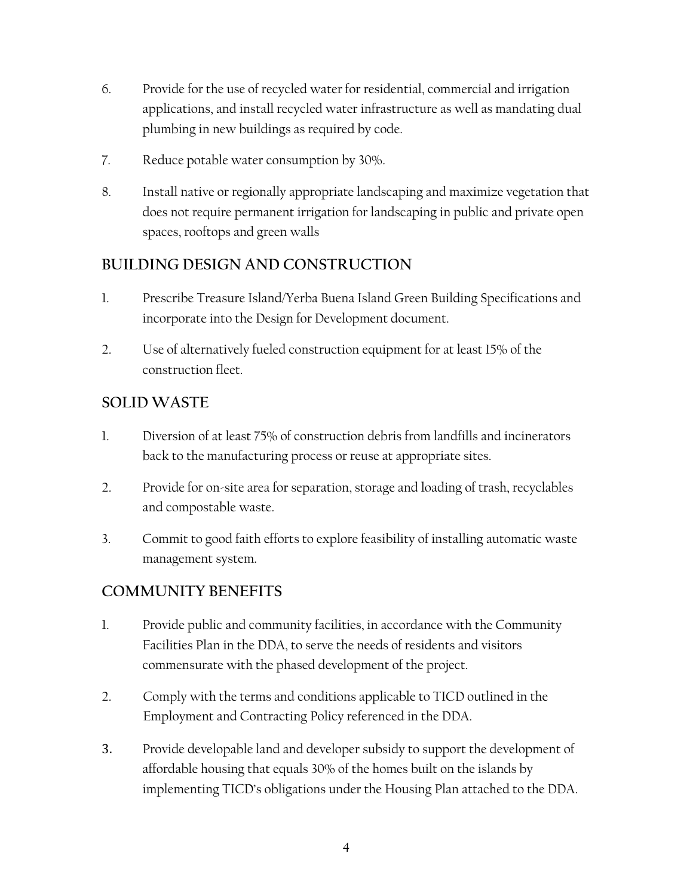6. Provide for the use of recycled water for residential, commercial and irrigation applications, and install recycled water infrastructure as well as mandating dual plumbing in new buildings as required by code.

7. Reduce potable water consumption by 30%.

8. Install native or regionally appropriate landscaping and maximize vegetation that does not require permanent irrigation for landscaping in public and private open spaces, rooftops and green walls

## BUILDING DESIGN AND CONSTRUCTION

1. Prescribe Treasure Island/Yerba Buena Island Green Building Specifications and incorporate into the Design for Development document.

2. Use of alternatively fueled construction equipment for at least 15% of the construction fleet.

## SOLID WASTE

1. Diversion of at least 75% of construction debris from landfills and incinerators back to the manufacturing process or reuse at appropriate sites.

2. Provide for on-site area for separation, storage and loading of trash, recyclables and compostable waste.

3. Commit to good faith efforts to explore feasibility of installing automatic waste management system.

## COMMUNITY BENEFITS

1. Provide public and community facilities, in accordance with the Community Facilities Plan in the DDA, to serve the needs of residents and visitors commensurate with the phased development of the project.

2. Comply with the terms and conditions applicable to TICD outlined in the Employment and Contracting Policy referenced in the DDA.

3. Provide developable land and developer subsidy to support the development of affordable housing that equals 30% of the homes built on the islands by implementing TICD's obligations under the Housing Plan attached to the DDA.